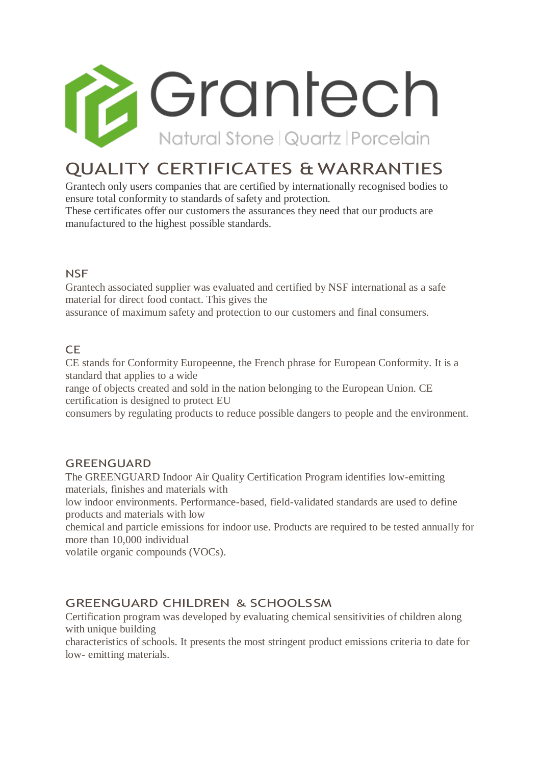# Grantech

Natural Stone | Quartz | Porcelain

## QUALITY CERTIFICATES & WARRANTIES

Grantech only users companies that are certified by internationally recognised bodies to ensure total conformity to standards of safety and protection.
These certificates offer our customers the assurances they need that our products are manufactured to the highest possible standards.

### NSF

Grantech associated supplier was evaluated and certified by NSF international as a safe material for direct food contact. This gives the
assurance of maximum safety and protection to our customers and final consumers.

### CE

CE stands for Conformity Europeenne, the French phrase for European Conformity. It is a standard that applies to a wide
range of objects created and sold in the nation belonging to the European Union. CE certification is designed to protect EU
consumers by regulating products to reduce possible dangers to people and the environment.

### GREENGUARD

The GREENGUARD Indoor Air Quality Certification Program identifies low-emitting materials, finishes and materials with
low indoor environments. Performance-based, field-validated standards are used to define products and materials with low
chemical and particle emissions for indoor use. Products are required to be tested annually for more than 10,000 individual
volatile organic compounds (VOCs).

### GREENGUARD CHILDREN & SCHOOLSSM

Certification program was developed by evaluating chemical sensitivities of children along with unique building
characteristics of schools. It presents the most stringent product emissions criteria to date for low- emitting materials.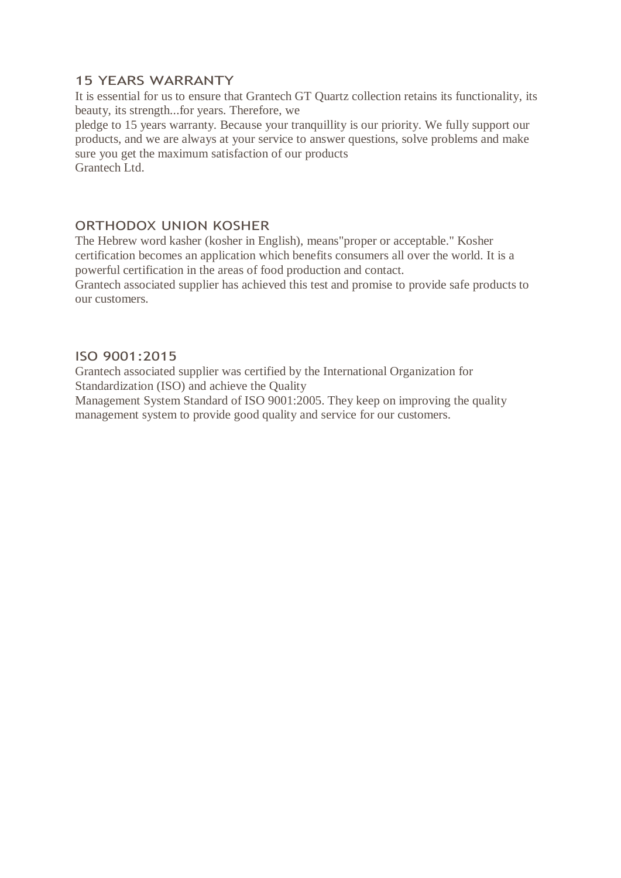## 15 YEARS WARRANTY

It is essential for us to ensure that Grantech GT Quartz collection retains its functionality, its beauty, its strength...for years. Therefore, we
pledge to 15 years warranty. Because your tranquillity is our priority. We fully support our products, and we are always at your service to answer questions, solve problems and make sure you get the maximum satisfaction of our products
Grantech Ltd.

## ORTHODOX UNION KOSHER

The Hebrew word kasher (kosher in English), means"proper or acceptable." Kosher certification becomes an application which benefits consumers all over the world. It is a powerful certification in the areas of food production and contact.
Grantech associated supplier has achieved this test and promise to provide safe products to our customers.

## ISO 9001:2015

Grantech associated supplier was certified by the International Organization for Standardization (ISO) and achieve the Quality
Management System Standard of ISO 9001:2005. They keep on improving the quality management system to provide good quality and service for our customers.